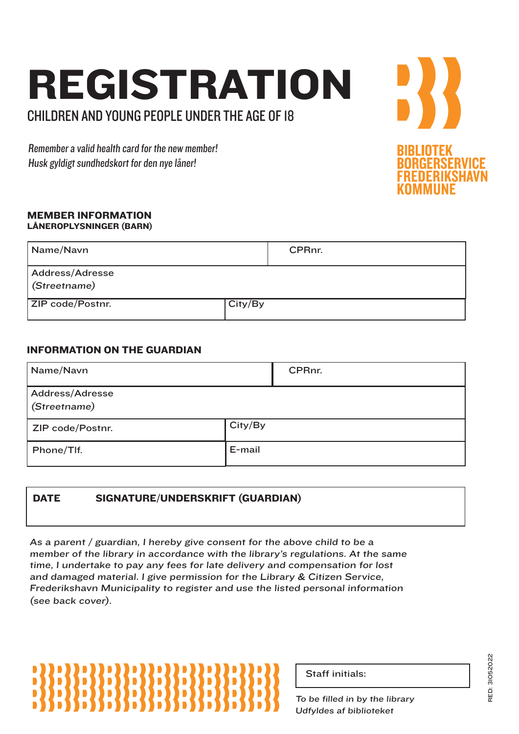# REGISTRATION

## CHILDREN AND YOUNG PEOPLE UNDER THE AGE OF 18

*Remember a valid health card for the new member!*
*Husk gyldigt sundhedskort for den nye låner!*

BIBLIOTEK
BORGERSERVICE
FREDERIKSHAVN
KOMMUNE

### MEMBER INFORMATION
**LÅNEROPLYSNINGER (BARN)**

| Name/Navn | | CPRnr. |
|---|---|---|
| Address/Adresse *(Streetname)* | | |
| ZIP code/Postnr. | City/By | |

### INFORMATION ON THE GUARDIAN

| Name/Navn | | CPRnr. |
|---|---|---|
| Address/Adresse *(Streetname)* | | |
| ZIP code/Postnr. | City/By | |
| Phone/Tlf. | E-mail | |

| DATE | SIGNATURE/UNDERSKRIFT (GUARDIAN) |
|---|---|
| | |

*As a parent / guardian, I hereby give consent for the above child to be a member of the library in accordance with the library's regulations. At the same time, I undertake to pay any fees for late delivery and compensation for lost and damaged material. I give permission for the Library & Citizen Service, Frederikshavn Municipality to register and use the listed personal information (see back cover).*

| Staff initials: |
|---|

*To be filled in by the library*
*Udfyldes af biblioteket*

RED: 31052022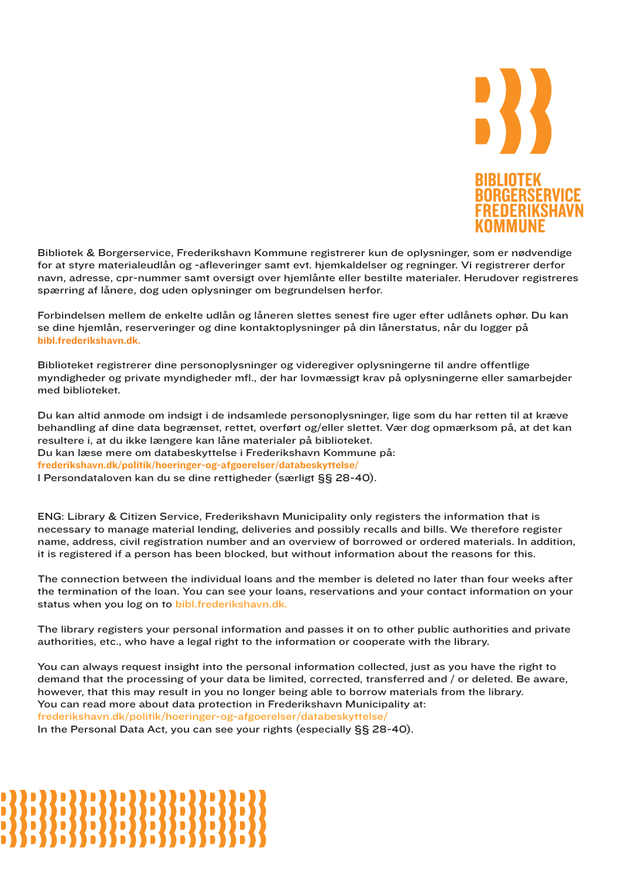BIBLIOTEK
BORGERSERVICE
FREDERIKSHAVN
KOMMUNE

Bibliotek & Borgerservice, Frederikshavn Kommune registrerer kun de oplysninger, som er nødvendige for at styre materialeudlån og -afleveringer samt evt. hjemkaldelser og regninger. Vi registrerer derfor navn, adresse, cpr-nummer samt oversigt over hjemlånte eller bestilte materialer. Herudover registreres spærring af lånere, dog uden oplysninger om begrundelsen herfor.

Forbindelsen mellem de enkelte udlån og låneren slettes senest fire uger efter udlånets ophør. Du kan se dine hjemlån, reserveringer og dine kontaktoplysninger på din lånerstatus, når du logger på **bibl.frederikshavn.dk.**

Biblioteket registrerer dine personoplysninger og videregiver oplysningerne til andre offentlige myndigheder og private myndigheder mfl., der har lovmæssigt krav på oplysningerne eller samarbejder med biblioteket.

Du kan altid anmode om indsigt i de indsamlede personoplysninger, lige som du har retten til at kræve behandling af dine data begrænset, rettet, overført og/eller slettet. Vær dog opmærksom på, at det kan resultere i, at du ikke længere kan låne materialer på biblioteket.
Du kan læse mere om databeskyttelse i Frederikshavn Kommune på:
**frederikshavn.dk/politik/hoeringer-og-afgoerelser/databeskyttelse/**
I Persondataloven kan du se dine rettigheder (særligt §§ 28-40).

ENG: Library & Citizen Service, Frederikshavn Municipality only registers the information that is necessary to manage material lending, deliveries and possibly recalls and bills. We therefore register name, address, civil registration number and an overview of borrowed or ordered materials. In addition, it is registered if a person has been blocked, but without information about the reasons for this.

The connection between the individual loans and the member is deleted no later than four weeks after the termination of the loan. You can see your loans, reservations and your contact information on your status when you log on to bibl.frederikshavn.dk.

The library registers your personal information and passes it on to other public authorities and private authorities, etc., who have a legal right to the information or cooperate with the library.

You can always request insight into the personal information collected, just as you have the right to demand that the processing of your data be limited, corrected, transferred and / or deleted. Be aware, however, that this may result in you no longer being able to borrow materials from the library.
You can read more about data protection in Frederikshavn Municipality at:
frederikshavn.dk/politik/hoeringer-og-afgoerelser/databeskyttelse/
In the Personal Data Act, you can see your rights (especially §§ 28-40).